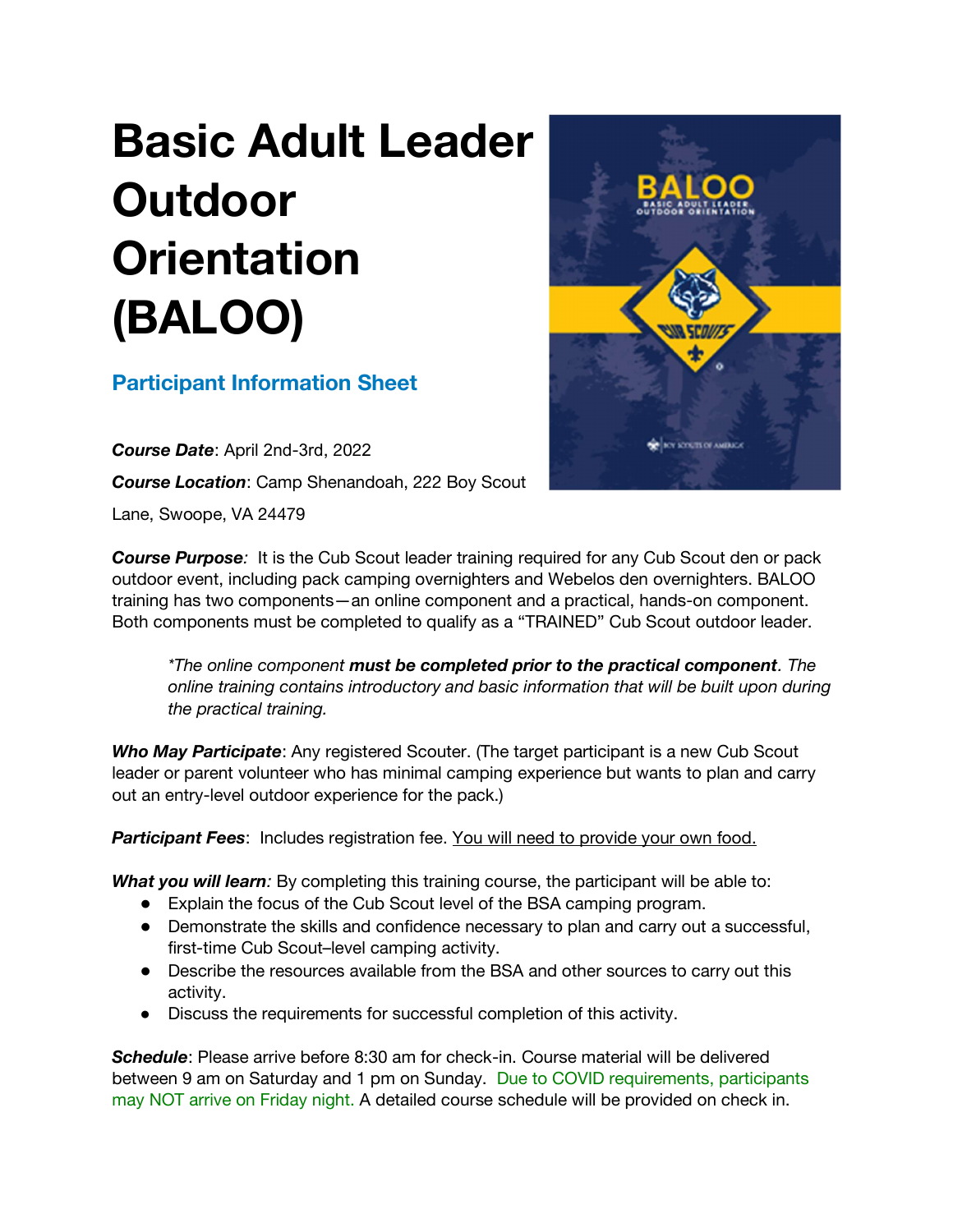# Basic Adult Leader Outdoor Orientation (BALOO)

## Participant Information Sheet

***Course Date***: April 2nd-3rd, 2022

***Course Location***: Camp Shenandoah, 222 Boy Scout Lane, Swoope, VA 24479

***Course Purpose:*** It is the Cub Scout leader training required for any Cub Scout den or pack outdoor event, including pack camping overnighters and Webelos den overnighters. BALOO training has two components—an online component and a practical, hands-on component. Both components must be completed to qualify as a "TRAINED" Cub Scout outdoor leader.

> *\*The online component* ***must be completed prior to the practical component****. The online training contains introductory and basic information that will be built upon during the practical training.*

***Who May Participate***: Any registered Scouter. (The target participant is a new Cub Scout leader or parent volunteer who has minimal camping experience but wants to plan and carry out an entry-level outdoor experience for the pack.)

***Participant Fees***: Includes registration fee. <u>You will need to provide your own food.</u>

***What you will learn:*** By completing this training course, the participant will be able to:

- Explain the focus of the Cub Scout level of the BSA camping program.
- Demonstrate the skills and confidence necessary to plan and carry out a successful, first-time Cub Scout–level camping activity.
- Describe the resources available from the BSA and other sources to carry out this activity.
- Discuss the requirements for successful completion of this activity.

***Schedule***: Please arrive before 8:30 am for check-in. Course material will be delivered between 9 am on Saturday and 1 pm on Sunday. Due to COVID requirements, participants may NOT arrive on Friday night. A detailed course schedule will be provided on check in.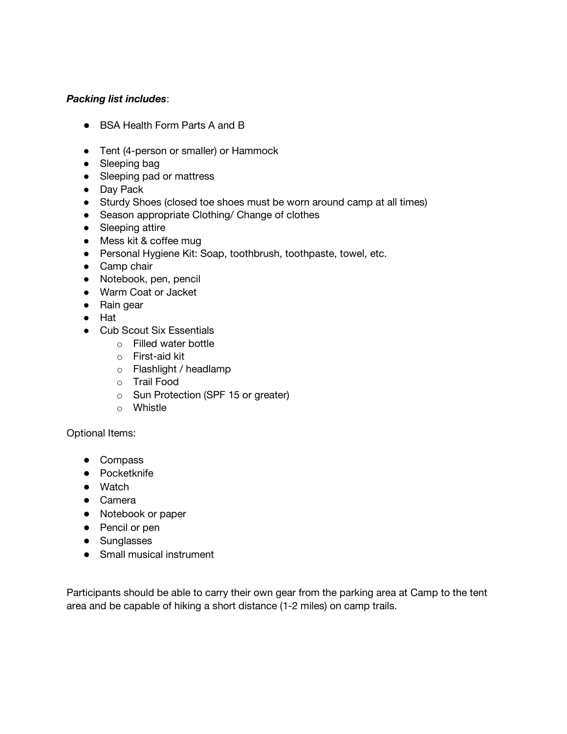***Packing list includes***:

- BSA Health Form Parts A and B

- Tent (4-person or smaller) or Hammock
- Sleeping bag
- Sleeping pad or mattress
- Day Pack
- Sturdy Shoes (closed toe shoes must be worn around camp at all times)
- Season appropriate Clothing/ Change of clothes
- Sleeping attire
- Mess kit & coffee mug
- Personal Hygiene Kit: Soap, toothbrush, toothpaste, towel, etc.
- Camp chair
- Notebook, pen, pencil
- Warm Coat or Jacket
- Rain gear
- Hat
- Cub Scout Six Essentials
    - Filled water bottle
    - First-aid kit
    - Flashlight / headlamp
    - Trail Food
    - Sun Protection (SPF 15 or greater)
    - Whistle

Optional Items:

- Compass
- Pocketknife
- Watch
- Camera
- Notebook or paper
- Pencil or pen
- Sunglasses
- Small musical instrument

Participants should be able to carry their own gear from the parking area at Camp to the tent area and be capable of hiking a short distance (1-2 miles) on camp trails.